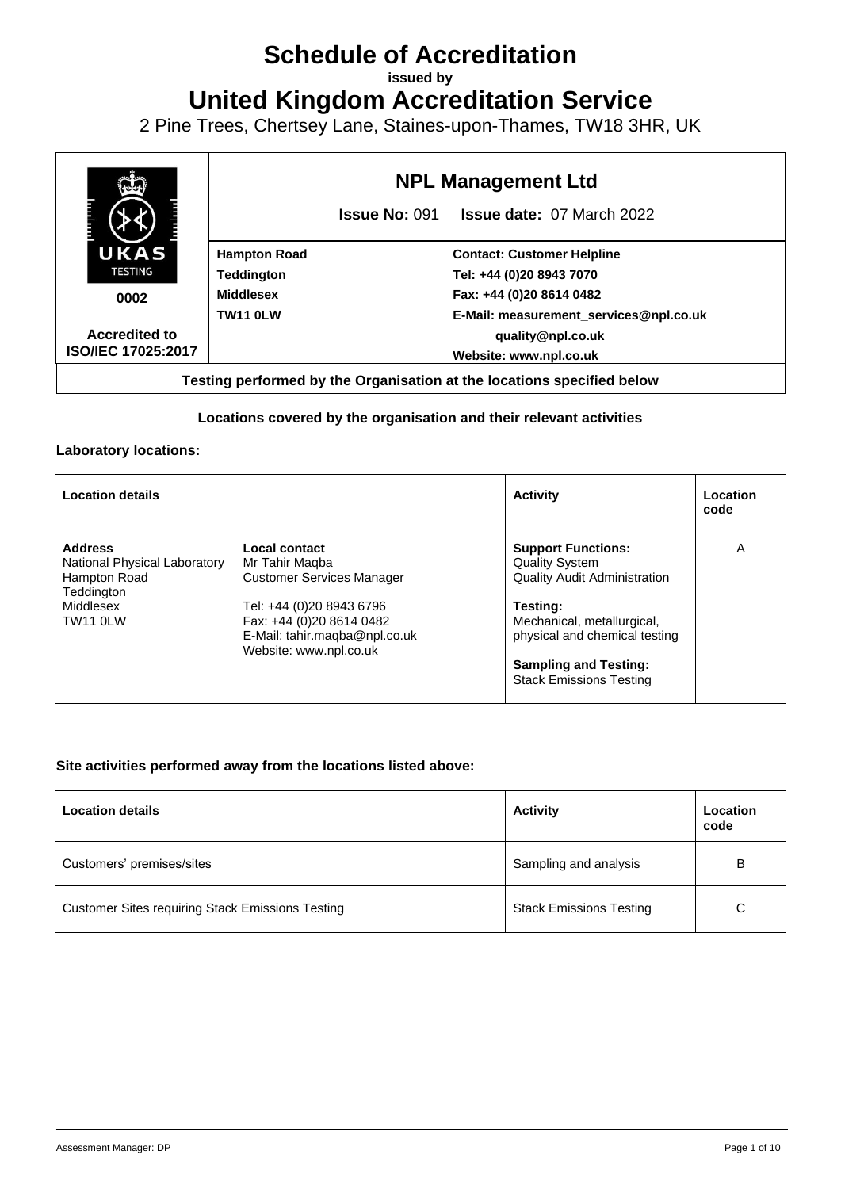# Schedule of Accreditation

**issued by**

# United Kingdom Accreditation Service

2 Pine Trees, Chertsey Lane, Staines-upon-Thames, TW18 3HR, UK

| UKAS TESTING 0002 Accredited to ISO/IEC 17025:2017 | **NPL Management Ltd** **Issue No:** 091 **Issue date:** 07 March 2022 | |
|---|---|---|
| | **Hampton Road** **Teddington** **Middlesex** **TW11 0LW** | **Contact: Customer Helpline** **Tel: +44 (0)20 8943 7070** **Fax: +44 (0)20 8614 0482** **E-Mail: measurement_services@npl.co.uk** **quality@npl.co.uk** **Website: www.npl.co.uk** |

**Testing performed by the Organisation at the locations specified below**

**Locations covered by the organisation and their relevant activities**

**Laboratory locations:**

| Location details | | Activity | Location code |
|---|---|---|---|
| **Address** National Physical Laboratory Hampton Road Teddington Middlesex TW11 0LW | **Local contact** Mr Tahir Maqba Customer Services Manager Tel: +44 (0)20 8943 6796 Fax: +44 (0)20 8614 0482 E-Mail: tahir.maqba@npl.co.uk Website: www.npl.co.uk | **Support Functions:** Quality System Quality Audit Administration **Testing:** Mechanical, metallurgical, physical and chemical testing **Sampling and Testing:** Stack Emissions Testing | A |

**Site activities performed away from the locations listed above:**

| Location details | Activity | Location code |
|---|---|---|
| Customers' premises/sites | Sampling and analysis | B |
| Customer Sites requiring Stack Emissions Testing | Stack Emissions Testing | C |

Assessment Manager: DP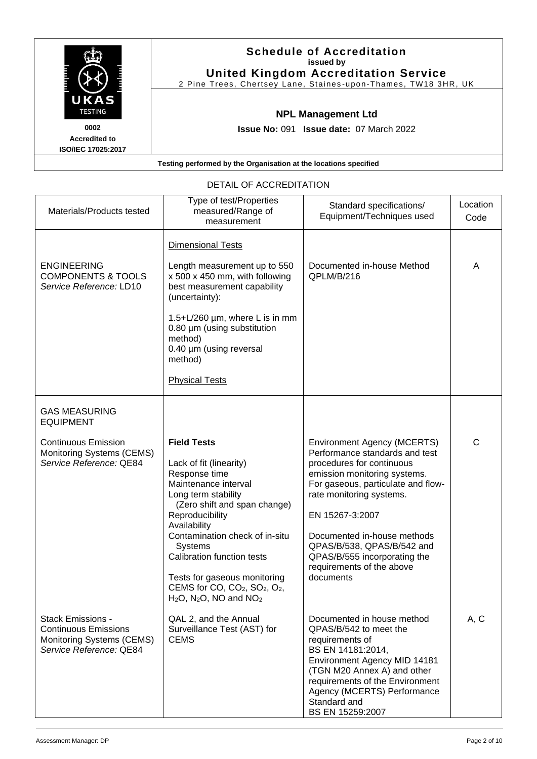# Schedule of Accreditation

**issued by**

**United Kingdom Accreditation Service**

2 Pine Trees, Chertsey Lane, Staines-upon-Thames, TW18 3HR, UK

UKAS TESTING

0002

Accredited to ISO/IEC 17025:2017

## NPL Management Ltd

**Issue No:** 091 **Issue date:** 07 March 2022

**Testing performed by the Organisation at the locations specified**

DETAIL OF ACCREDITATION

| Materials/Products tested | Type of test/Properties measured/Range of measurement | Standard specifications/ Equipment/Techniques used | Location Code |
|---|---|---|---|
| ENGINEERING COMPONENTS & TOOLS *Service Reference:* LD10 | Dimensional Tests<br><br>Length measurement up to 550 x 500 x 450 mm, with following best measurement capability (uncertainty):<br><br>1.5+L/260 µm, where L is in mm<br>0.80 µm (using substitution method)<br>0.40 µm (using reversal method)<br><br>Physical Tests | Documented in-house Method QPLM/B/216 | A |
| GAS MEASURING EQUIPMENT<br><br>Continuous Emission Monitoring Systems (CEMS) *Service Reference:* QE84 | **Field Tests**<br><br>Lack of fit (linearity)<br>Response time<br>Maintenance interval<br>Long term stability (Zero shift and span change)<br>Reproducibility<br>Availability<br>Contamination check of in-situ Systems<br>Calibration function tests<br><br>Tests for gaseous monitoring CEMS for CO, $CO_2$, $SO_2$, $O_2$, $H_2O$, $N_2O$, NO and $NO_2$ | Environment Agency (MCERTS) Performance standards and test procedures for continuous emission monitoring systems. For gaseous, particulate and flow-rate monitoring systems.<br><br>EN 15267-3:2007<br><br>Documented in-house methods QPAS/B/538, QPAS/B/542 and QPAS/B/555 incorporating the requirements of the above documents | C |
| Stack Emissions - Continuous Emissions Monitoring Systems (CEMS) *Service Reference:* QE84 | QAL 2, and the Annual Surveillance Test (AST) for CEMS | Documented in house method QPAS/B/542 to meet the requirements of BS EN 14181:2014, Environment Agency MID 14181 (TGN M20 Annex A) and other requirements of the Environment Agency (MCERTS) Performance Standard and BS EN 15259:2007 | A, C |

Assessment Manager: DP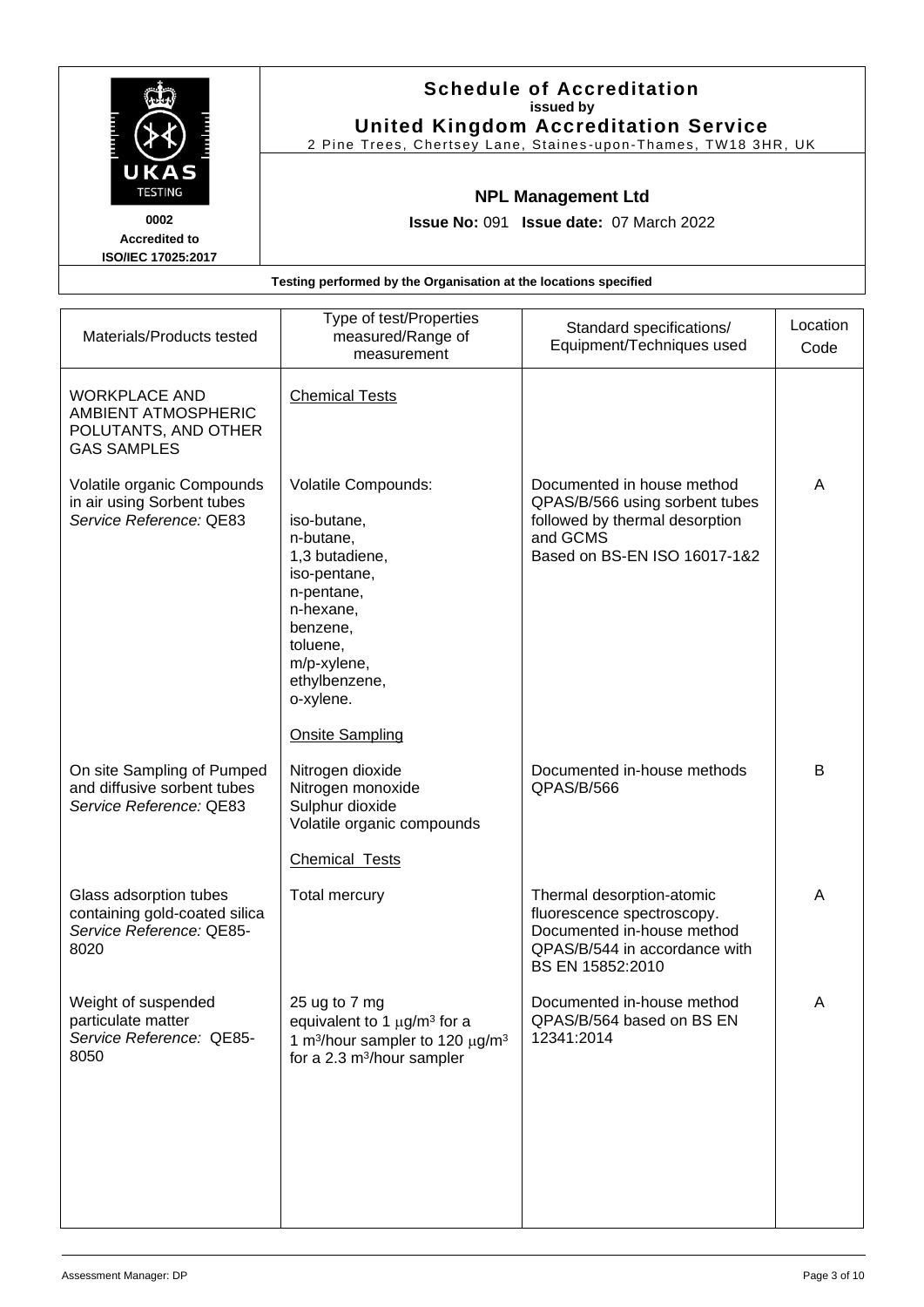**Schedule of Accreditation**
**issued by**
**United Kingdom Accreditation Service**
2 Pine Trees, Chertsey Lane, Staines-upon-Thames, TW18 3HR, UK

UKAS TESTING
**0002**
**Accredited to ISO/IEC 17025:2017**

**NPL Management Ltd**

**Issue No:** 091 **Issue date:** 07 March 2022

**Testing performed by the Organisation at the locations specified**

| Materials/Products tested | Type of test/Properties measured/Range of measurement | Standard specifications/ Equipment/Techniques used | Location Code |
|---|---|---|---|
| WORKPLACE AND AMBIENT ATMOSPHERIC POLUTANTS, AND OTHER GAS SAMPLES | Chemical Tests | | |
| Volatile organic Compounds in air using Sorbent tubes *Service Reference:* QE83 | Volatile Compounds:<br><br>iso-butane,<br>n-butane,<br>1,3 butadiene,<br>iso-pentane,<br>n-pentane,<br>n-hexane,<br>benzene,<br>toluene,<br>m/p-xylene,<br>ethylbenzene,<br>o-xylene. | Documented in house method QPAS/B/566 using sorbent tubes followed by thermal desorption and GCMS<br>Based on BS-EN ISO 16017-1&2 | A |
| | Onsite Sampling | | |
| On site Sampling of Pumped and diffusive sorbent tubes *Service Reference:* QE83 | Nitrogen dioxide<br>Nitrogen monoxide<br>Sulphur dioxide<br>Volatile organic compounds | Documented in-house methods QPAS/B/566 | B |
| | Chemical Tests | | |
| Glass adsorption tubes containing gold-coated silica *Service Reference:* QE85-8020 | Total mercury | Thermal desorption-atomic fluorescence spectroscopy. Documented in-house method QPAS/B/544 in accordance with BS EN 15852:2010 | A |
| Weight of suspended particulate matter *Service Reference:* QE85-8050 | 25 ug to 7 mg equivalent to 1 $\mu g/m^3$ for a 1 $m^3$/hour sampler to 120 $\mu g/m^3$ for a 2.3 $m^3$/hour sampler | Documented in-house method QPAS/B/564 based on BS EN 12341:2014 | A |

Assessment Manager: DP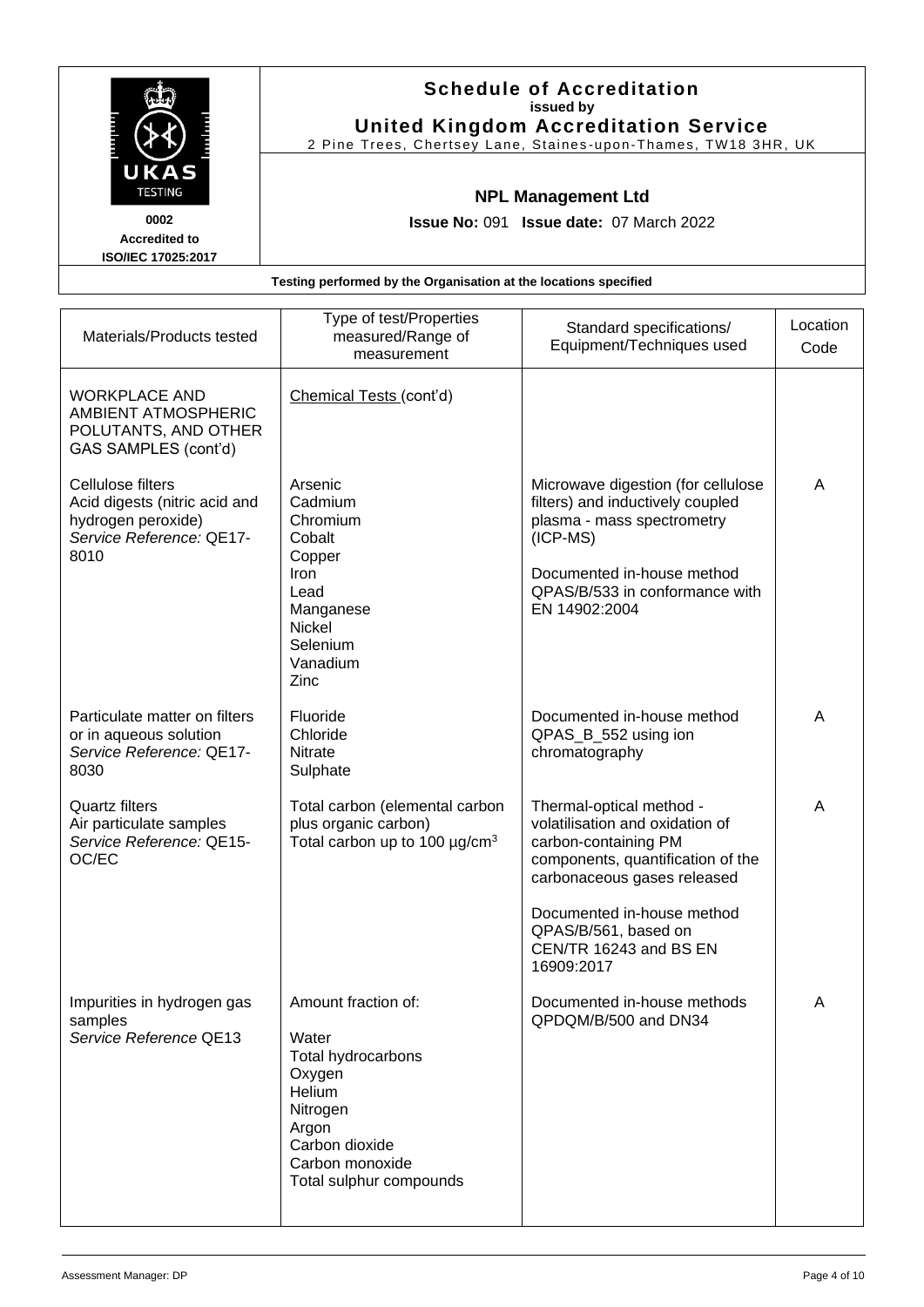**Schedule of Accreditation**
**issued by**
**United Kingdom Accreditation Service**
2 Pine Trees, Chertsey Lane, Staines-upon-Thames, TW18 3HR, UK

UKAS TESTING

**0002**
**Accredited to ISO/IEC 17025:2017**

**NPL Management Ltd**

**Issue No:** 091 **Issue date:** 07 March 2022

**Testing performed by the Organisation at the locations specified**

| Materials/Products tested | Type of test/Properties measured/Range of measurement | Standard specifications/ Equipment/Techniques used | Location Code |
|---|---|---|---|
| WORKPLACE AND AMBIENT ATMOSPHERIC POLUTANTS, AND OTHER GAS SAMPLES (cont'd) | Chemical Tests (cont'd) | | |
| Cellulose filters<br>Acid digests (nitric acid and hydrogen peroxide)<br>*Service Reference:* QE17-8010 | Arsenic<br>Cadmium<br>Chromium<br>Cobalt<br>Copper<br>Iron<br>Lead<br>Manganese<br>Nickel<br>Selenium<br>Vanadium<br>Zinc | Microwave digestion (for cellulose filters) and inductively coupled plasma - mass spectrometry (ICP-MS)<br><br>Documented in-house method QPAS/B/533 in conformance with EN 14902:2004 | A |
| Particulate matter on filters or in aqueous solution<br>*Service Reference:* QE17-8030 | Fluoride<br>Chloride<br>Nitrate<br>Sulphate | Documented in-house method QPAS_B_552 using ion chromatography | A |
| Quartz filters<br>Air particulate samples<br>*Service Reference:* QE15-OC/EC | Total carbon (elemental carbon plus organic carbon)<br>Total carbon up to 100 µg/cm$^3$ | Thermal-optical method - volatilisation and oxidation of carbon-containing PM components, quantification of the carbonaceous gases released<br><br>Documented in-house method QPAS/B/561, based on CEN/TR 16243 and BS EN 16909:2017 | A |
| Impurities in hydrogen gas samples<br>*Service Reference* QE13 | Amount fraction of:<br><br>Water<br>Total hydrocarbons<br>Oxygen<br>Helium<br>Nitrogen<br>Argon<br>Carbon dioxide<br>Carbon monoxide<br>Total sulphur compounds | Documented in-house methods QPDQM/B/500 and DN34 | A |

Assessment Manager: DP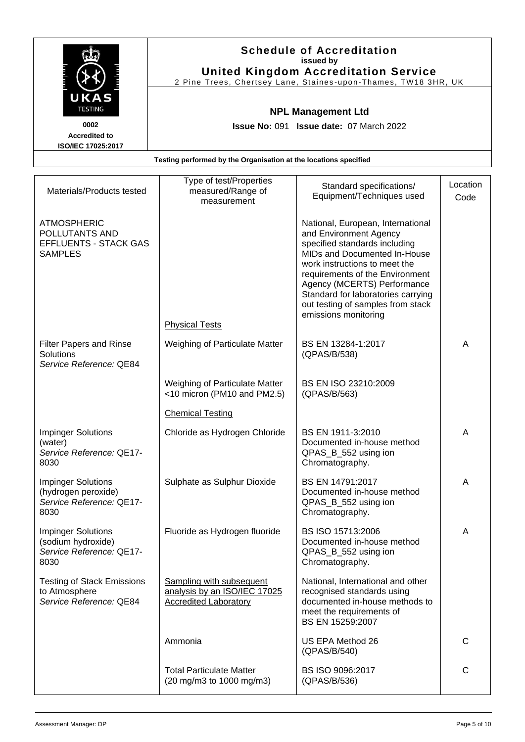**Schedule of Accreditation**
issued by
**United Kingdom Accreditation Service**
2 Pine Trees, Chertsey Lane, Staines-upon-Thames, TW18 3HR, UK

UKAS TESTING
0002
Accredited to ISO/IEC 17025:2017

**NPL Management Ltd**

**Issue No:** 091 **Issue date:** 07 March 2022

**Testing performed by the Organisation at the locations specified**

| Materials/Products tested | Type of test/Properties measured/Range of measurement | Standard specifications/ Equipment/Techniques used | Location Code |
|---|---|---|---|
| ATMOSPHERIC POLLUTANTS AND EFFLUENTS - STACK GAS SAMPLES | | National, European, International and Environment Agency specified standards including MIDs and Documented In-House work instructions to meet the requirements of the Environment Agency (MCERTS) Performance Standard for laboratories carrying out testing of samples from stack emissions monitoring | |
| | Physical Tests | | |
| Filter Papers and Rinse Solutions *Service Reference:* QE84 | Weighing of Particulate Matter | BS EN 13284-1:2017 (QPAS/B/538) | A |
| | Weighing of Particulate Matter <10 micron (PM10 and PM2.5) | BS EN ISO 23210:2009 (QPAS/B/563) | |
| | Chemical Testing | | |
| Impinger Solutions (water) *Service Reference:* QE17-8030 | Chloride as Hydrogen Chloride | BS EN 1911-3:2010 Documented in-house method QPAS_B_552 using ion Chromatography. | A |
| Impinger Solutions (hydrogen peroxide) *Service Reference:* QE17-8030 | Sulphate as Sulphur Dioxide | BS EN 14791:2017 Documented in-house method QPAS_B_552 using ion Chromatography. | A |
| Impinger Solutions (sodium hydroxide) *Service Reference:* QE17-8030 | Fluoride as Hydrogen fluoride | BS ISO 15713:2006 Documented in-house method QPAS_B_552 using ion Chromatography. | A |
| Testing of Stack Emissions to Atmosphere *Service Reference:* QE84 | Sampling with subsequent analysis by an ISO/IEC 17025 Accredited Laboratory | National, International and other recognised standards using documented in-house methods to meet the requirements of BS EN 15259:2007 | |
| | Ammonia | US EPA Method 26 (QPAS/B/540) | C |
| | Total Particulate Matter (20 mg/m3 to 1000 mg/m3) | BS ISO 9096:2017 (QPAS/B/536) | C |

Assessment Manager: DP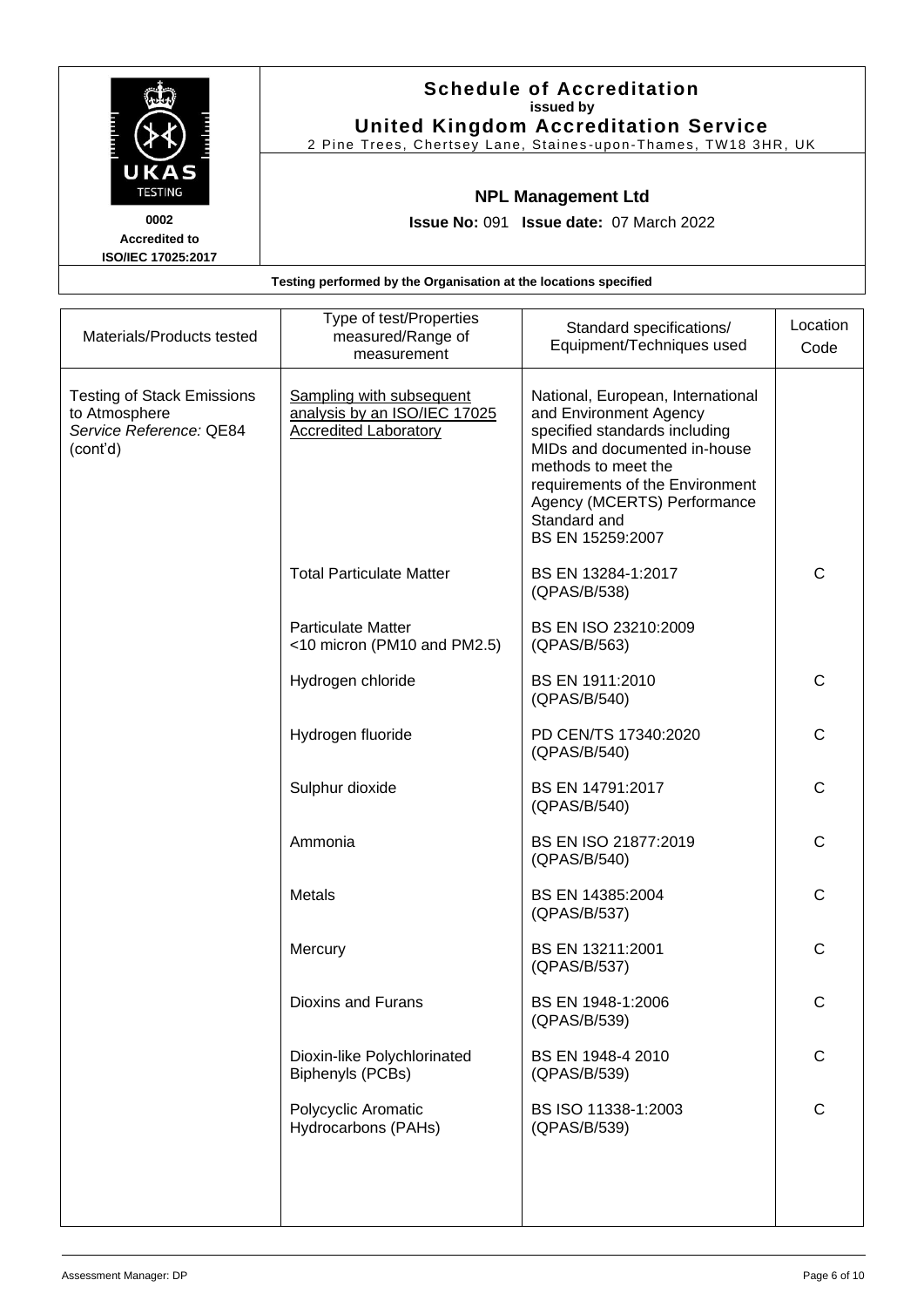# Schedule of Accreditation
**issued by**
**United Kingdom Accreditation Service**
2 Pine Trees, Chertsey Lane, Staines-upon-Thames, TW18 3HR, UK

UKAS TESTING
**0002**
**Accredited to ISO/IEC 17025:2017**

## NPL Management Ltd

**Issue No:** 091 **Issue date:** 07 March 2022

**Testing performed by the Organisation at the locations specified**

| Materials/Products tested | Type of test/Properties measured/Range of measurement | Standard specifications/ Equipment/Techniques used | Location Code |
|---|---|---|---|
| Testing of Stack Emissions to Atmosphere *Service Reference:* QE84 (cont'd) | Sampling with subsequent analysis by an ISO/IEC 17025 Accredited Laboratory | National, European, International and Environment Agency specified standards including MIDs and documented in-house methods to meet the requirements of the Environment Agency (MCERTS) Performance Standard and BS EN 15259:2007 | |
| | Total Particulate Matter | BS EN 13284-1:2017 (QPAS/B/538) | C |
| | Particulate Matter <10 micron (PM10 and PM2.5) | BS EN ISO 23210:2009 (QPAS/B/563) | |
| | Hydrogen chloride | BS EN 1911:2010 (QPAS/B/540) | C |
| | Hydrogen fluoride | PD CEN/TS 17340:2020 (QPAS/B/540) | C |
| | Sulphur dioxide | BS EN 14791:2017 (QPAS/B/540) | C |
| | Ammonia | BS EN ISO 21877:2019 (QPAS/B/540) | C |
| | Metals | BS EN 14385:2004 (QPAS/B/537) | C |
| | Mercury | BS EN 13211:2001 (QPAS/B/537) | C |
| | Dioxins and Furans | BS EN 1948-1:2006 (QPAS/B/539) | C |
| | Dioxin-like Polychlorinated Biphenyls (PCBs) | BS EN 1948-4 2010 (QPAS/B/539) | C |
| | Polycyclic Aromatic Hydrocarbons (PAHs) | BS ISO 11338-1:2003 (QPAS/B/539) | C |

Assessment Manager: DP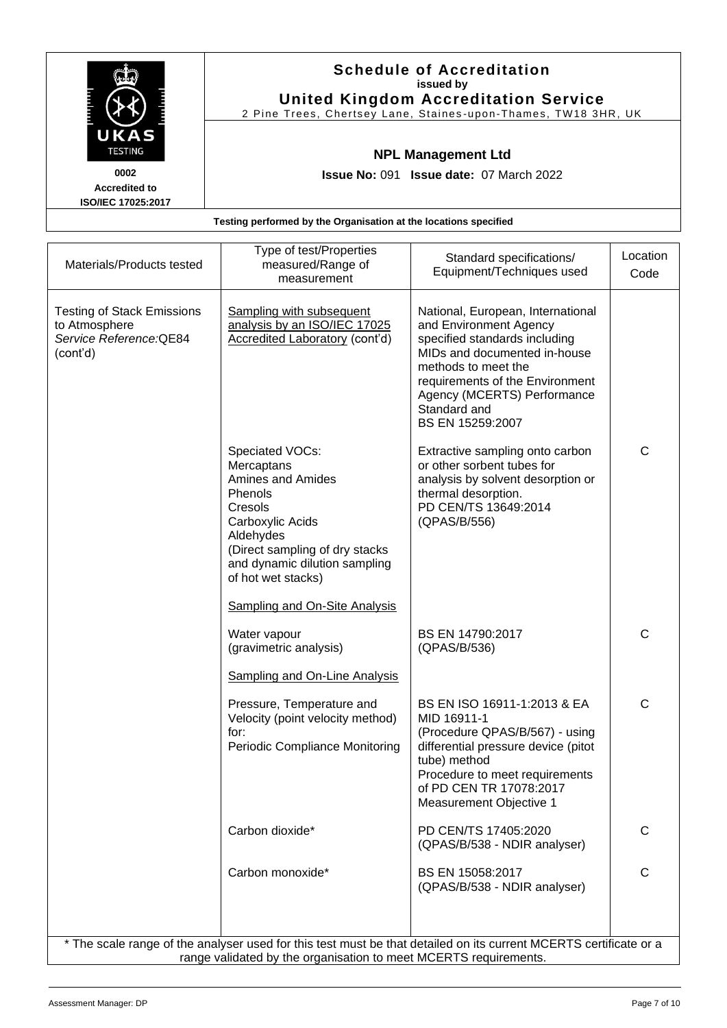**Schedule of Accreditation**
**issued by**
**United Kingdom Accreditation Service**
2 Pine Trees, Chertsey Lane, Staines-upon-Thames, TW18 3HR, UK

UKAS TESTING
0002
Accredited to ISO/IEC 17025:2017

**NPL Management Ltd**

**Issue No:** 091 **Issue date:** 07 March 2022

**Testing performed by the Organisation at the locations specified**

| Materials/Products tested | Type of test/Properties measured/Range of measurement | Standard specifications/ Equipment/Techniques used | Location Code |
|---|---|---|---|
| Testing of Stack Emissions to Atmosphere *Service Reference:QE84* (cont'd) | Sampling with subsequent analysis by an ISO/IEC 17025 Accredited Laboratory (cont'd) | National, European, International and Environment Agency specified standards including MIDs and documented in-house methods to meet the requirements of the Environment Agency (MCERTS) Performance Standard and BS EN 15259:2007 | |
| | Speciated VOCs: Mercaptans Amines and Amides Phenols Cresols Carboxylic Acids Aldehydes (Direct sampling of dry stacks and dynamic dilution sampling of hot wet stacks) | Extractive sampling onto carbon or other sorbent tubes for analysis by solvent desorption or thermal desorption. PD CEN/TS 13649:2014 (QPAS/B/556) | C |
| | Sampling and On-Site Analysis | | |
| | Water vapour (gravimetric analysis) | BS EN 14790:2017 (QPAS/B/536) | C |
| | Sampling and On-Line Analysis | | |
| | Pressure, Temperature and Velocity (point velocity method) for: Periodic Compliance Monitoring | BS EN ISO 16911-1:2013 & EA MID 16911-1 (Procedure QPAS/B/567) - using differential pressure device (pitot tube) method Procedure to meet requirements of PD CEN TR 17078:2017 Measurement Objective 1 | C |
| | Carbon dioxide* | PD CEN/TS 17405:2020 (QPAS/B/538 - NDIR analyser) | C |
| | Carbon monoxide* | BS EN 15058:2017 (QPAS/B/538 - NDIR analyser) | C |

* The scale range of the analyser used for this test must be that detailed on its current MCERTS certificate or a range validated by the organisation to meet MCERTS requirements.

Assessment Manager: DP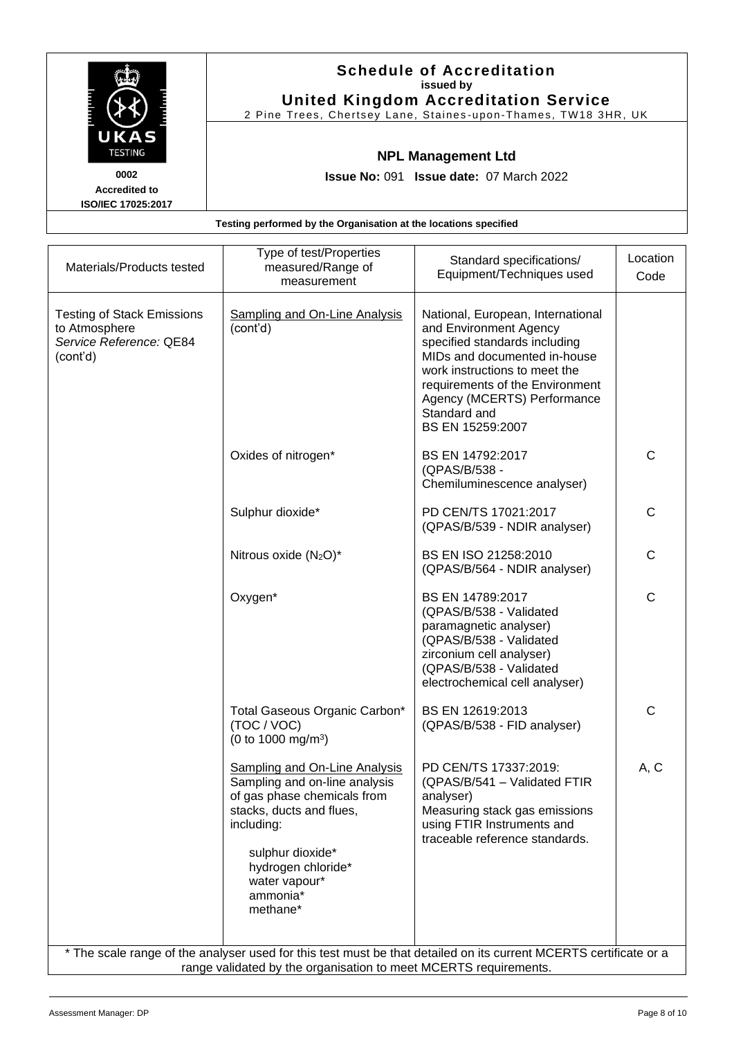# Schedule of Accreditation
**issued by**
**United Kingdom Accreditation Service**
2 Pine Trees, Chertsey Lane, Staines-upon-Thames, TW18 3HR, UK

UKAS TESTING
0002
Accredited to ISO/IEC 17025:2017

## NPL Management Ltd

**Issue No:** 091 **Issue date:** 07 March 2022

**Testing performed by the Organisation at the locations specified**

| Materials/Products tested | Type of test/Properties measured/Range of measurement | Standard specifications/ Equipment/Techniques used | Location Code |
|---|---|---|---|
| Testing of Stack Emissions to Atmosphere<br>*Service Reference:* QE84<br>(cont'd) | Sampling and On-Line Analysis (cont'd) | National, European, International and Environment Agency specified standards including MIDs and documented in-house work instructions to meet the requirements of the Environment Agency (MCERTS) Performance Standard and BS EN 15259:2007 | |
| | Oxides of nitrogen* | BS EN 14792:2017 (QPAS/B/538 - Chemiluminescence analyser) | C |
| | Sulphur dioxide* | PD CEN/TS 17021:2017 (QPAS/B/539 - NDIR analyser) | C |
| | Nitrous oxide ($N_2O$)* | BS EN ISO 21258:2010 (QPAS/B/564 - NDIR analyser) | C |
| | Oxygen* | BS EN 14789:2017 (QPAS/B/538 - Validated paramagnetic analyser) (QPAS/B/538 - Validated zirconium cell analyser) (QPAS/B/538 - Validated electrochemical cell analyser) | C |
| | Total Gaseous Organic Carbon* (TOC / VOC) (0 to 1000 mg/m$^3$) | BS EN 12619:2013 (QPAS/B/538 - FID analyser) | C |
| | Sampling and On-Line Analysis<br>Sampling and on-line analysis of gas phase chemicals from stacks, ducts and flues, including:<br>sulphur dioxide*<br>hydrogen chloride*<br>water vapour*<br>ammonia*<br>methane* | PD CEN/TS 17337:2019: (QPAS/B/541 – Validated FTIR analyser) Measuring stack gas emissions using FTIR Instruments and traceable reference standards. | A, C |

\* The scale range of the analyser used for this test must be that detailed on its current MCERTS certificate or a range validated by the organisation to meet MCERTS requirements.

Assessment Manager: DP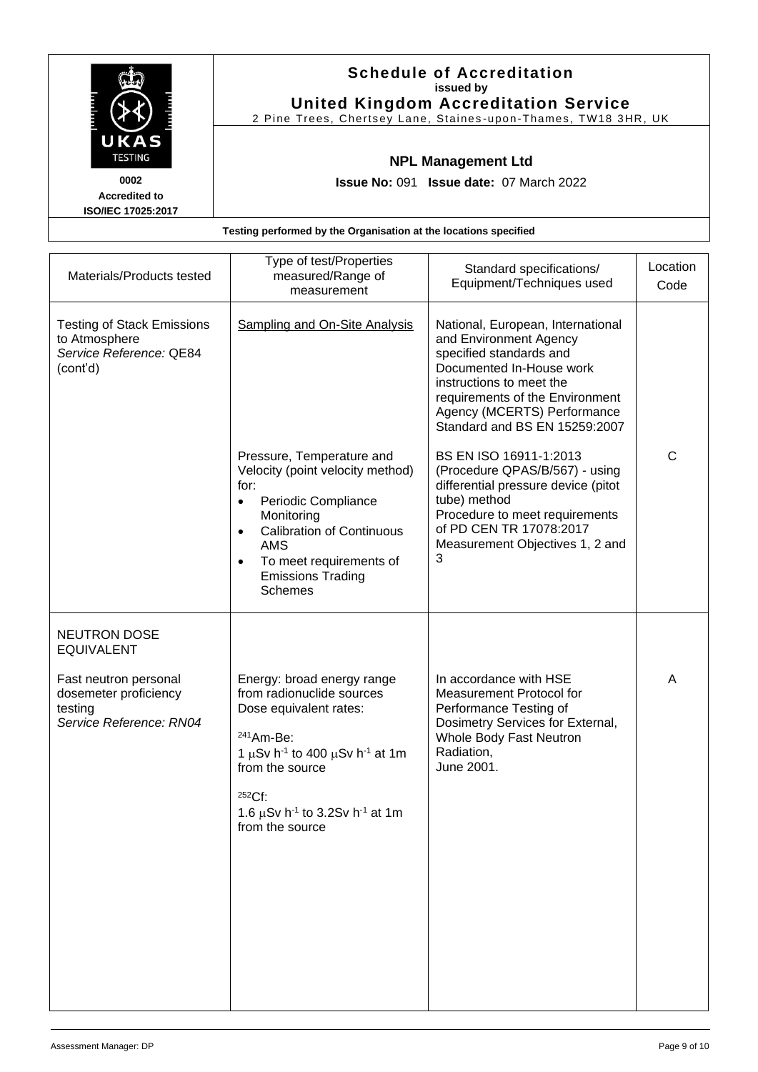**Schedule of Accreditation**
issued by
**United Kingdom Accreditation Service**
2 Pine Trees, Chertsey Lane, Staines-upon-Thames, TW18 3HR, UK

UKAS TESTING
0002
Accredited to ISO/IEC 17025:2017

**NPL Management Ltd**

**Issue No:** 091 **Issue date:** 07 March 2022

**Testing performed by the Organisation at the locations specified**

| Materials/Products tested | Type of test/Properties measured/Range of measurement | Standard specifications/ Equipment/Techniques used | Location Code |
|---|---|---|---|
| Testing of Stack Emissions to Atmosphere<br>*Service Reference:* QE84<br>(cont'd) | Sampling and On-Site Analysis | National, European, International and Environment Agency specified standards and Documented In-House work instructions to meet the requirements of the Environment Agency (MCERTS) Performance Standard and BS EN 15259:2007 | |
| | Pressure, Temperature and Velocity (point velocity method) for:<br>• Periodic Compliance Monitoring<br>• Calibration of Continuous AMS<br>• To meet requirements of Emissions Trading Schemes | BS EN ISO 16911-1:2013 (Procedure QPAS/B/567) - using differential pressure device (pitot tube) method<br>Procedure to meet requirements of PD CEN TR 17078:2017 Measurement Objectives 1, 2 and 3 | C |
| NEUTRON DOSE EQUIVALENT<br><br>Fast neutron personal dosemeter proficiency testing<br>*Service Reference: RN04* | Energy: broad energy range from radionuclide sources<br>Dose equivalent rates:<br><br>$^{241}$Am-Be:<br>1 μSv h$^{-1}$ to 400 μSv h$^{-1}$ at 1m from the source<br><br>$^{252}$Cf:<br>1.6 μSv h$^{-1}$ to 3.2Sv h$^{-1}$ at 1m from the source | In accordance with HSE Measurement Protocol for Performance Testing of Dosimetry Services for External, Whole Body Fast Neutron Radiation,<br>June 2001. | A |

Assessment Manager: DP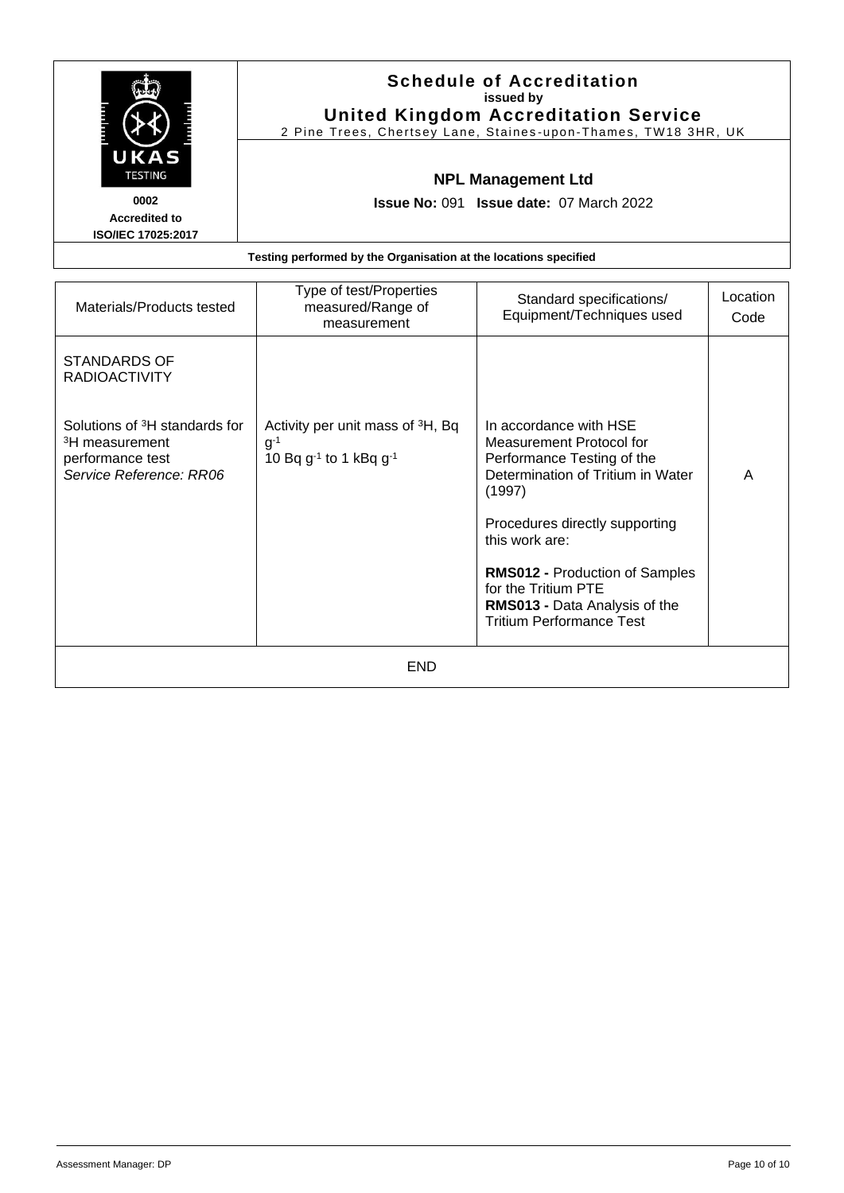**Schedule of Accreditation**
**issued by**
**United Kingdom Accreditation Service**
2 Pine Trees, Chertsey Lane, Staines-upon-Thames, TW18 3HR, UK

UKAS TESTING
**0002**
**Accredited to ISO/IEC 17025:2017**

**NPL Management Ltd**

**Issue No:** 091 **Issue date:** 07 March 2022

**Testing performed by the Organisation at the locations specified**

| Materials/Products tested | Type of test/Properties measured/Range of measurement | Standard specifications/ Equipment/Techniques used | Location Code |
|---|---|---|---|
| STANDARDS OF RADIOACTIVITY | | | |
| Solutions of $^{3}H$ standards for $^{3}H$ measurement performance test *Service Reference: RR06* | Activity per unit mass of $^{3}H$, Bq $g^{-1}$ 10 Bq $g^{-1}$ to 1 kBq $g^{-1}$ | In accordance with HSE Measurement Protocol for Performance Testing of the Determination of Tritium in Water (1997)<br><br>Procedures directly supporting this work are:<br><br>**RMS012 -** Production of Samples for the Tritium PTE<br>**RMS013 -** Data Analysis of the Tritium Performance Test | A |

END

Assessment Manager: DP